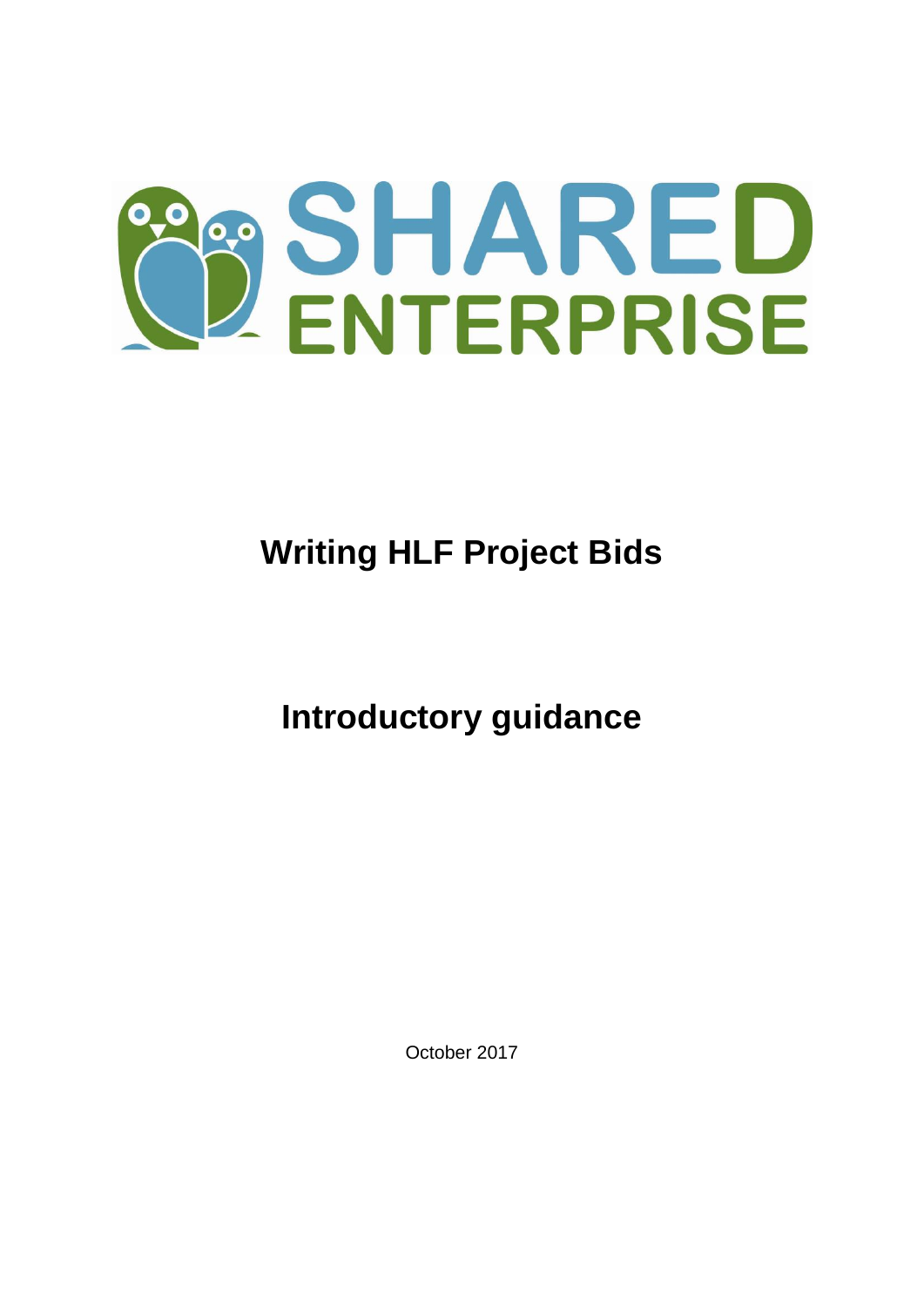SHARED ENTERPRISE

# Writing HLF Project Bids

## Introductory guidance

October 2017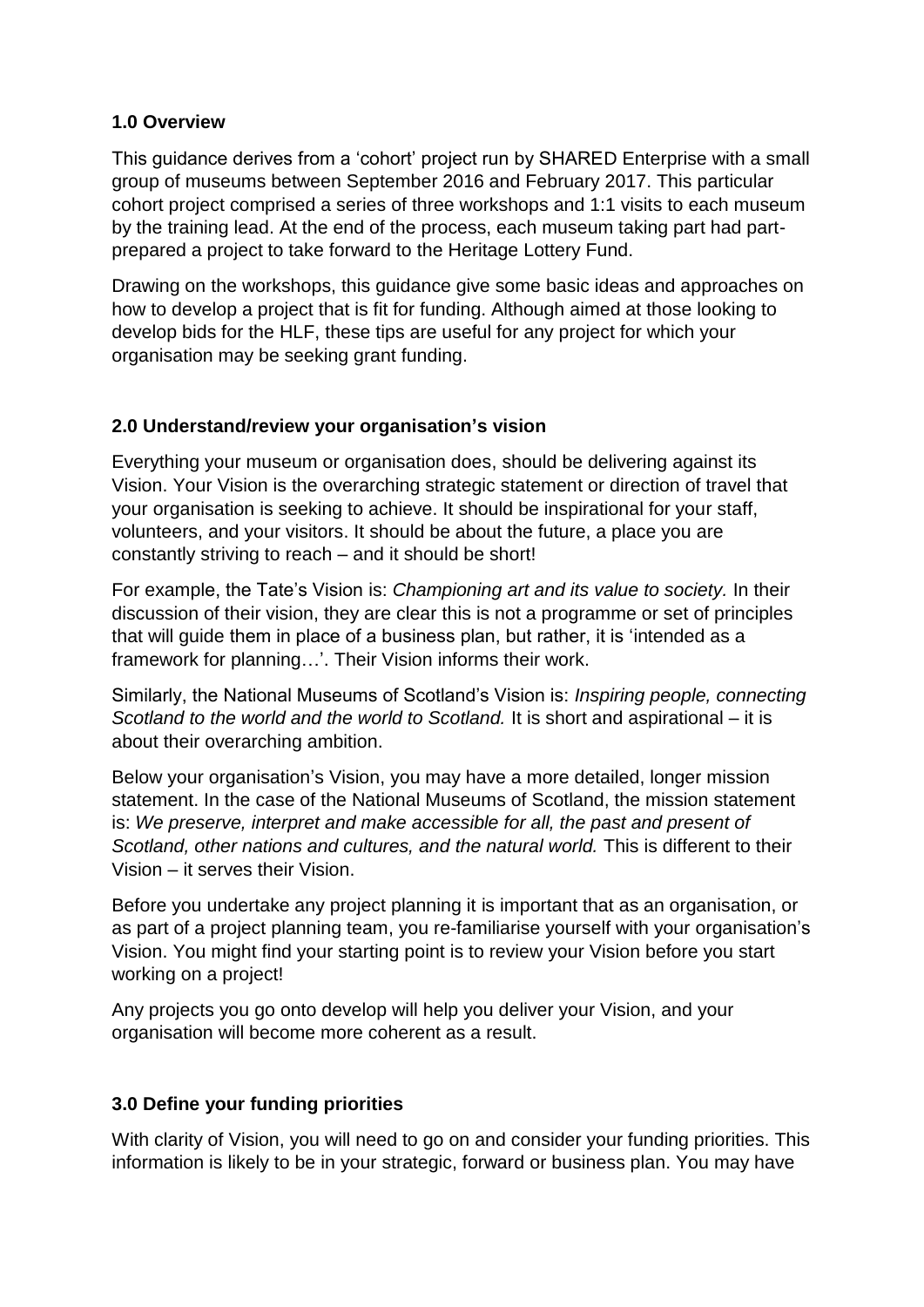## 1.0 Overview

This guidance derives from a 'cohort' project run by SHARED Enterprise with a small group of museums between September 2016 and February 2017. This particular cohort project comprised a series of three workshops and 1:1 visits to each museum by the training lead. At the end of the process, each museum taking part had part-prepared a project to take forward to the Heritage Lottery Fund.

Drawing on the workshops, this guidance give some basic ideas and approaches on how to develop a project that is fit for funding. Although aimed at those looking to develop bids for the HLF, these tips are useful for any project for which your organisation may be seeking grant funding.

## 2.0 Understand/review your organisation's vision

Everything your museum or organisation does, should be delivering against its Vision. Your Vision is the overarching strategic statement or direction of travel that your organisation is seeking to achieve. It should be inspirational for your staff, volunteers, and your visitors. It should be about the future, a place you are constantly striving to reach – and it should be short!

For example, the Tate's Vision is: *Championing art and its value to society.* In their discussion of their vision, they are clear this is not a programme or set of principles that will guide them in place of a business plan, but rather, it is 'intended as a framework for planning…'. Their Vision informs their work.

Similarly, the National Museums of Scotland's Vision is: *Inspiring people, connecting Scotland to the world and the world to Scotland.* It is short and aspirational – it is about their overarching ambition.

Below your organisation's Vision, you may have a more detailed, longer mission statement. In the case of the National Museums of Scotland, the mission statement is: *We preserve, interpret and make accessible for all, the past and present of Scotland, other nations and cultures, and the natural world.* This is different to their Vision – it serves their Vision.

Before you undertake any project planning it is important that as an organisation, or as part of a project planning team, you re-familiarise yourself with your organisation's Vision. You might find your starting point is to review your Vision before you start working on a project!

Any projects you go onto develop will help you deliver your Vision, and your organisation will become more coherent as a result.

## 3.0 Define your funding priorities

With clarity of Vision, you will need to go on and consider your funding priorities. This information is likely to be in your strategic, forward or business plan. You may have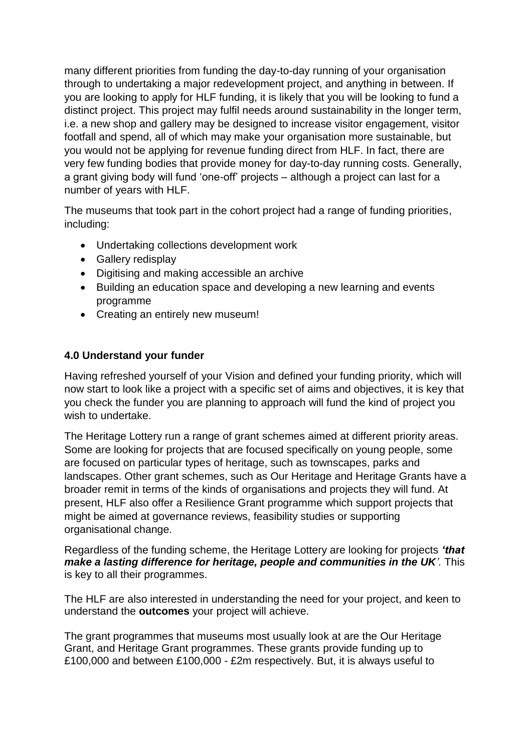many different priorities from funding the day-to-day running of your organisation through to undertaking a major redevelopment project, and anything in between. If you are looking to apply for HLF funding, it is likely that you will be looking to fund a distinct project. This project may fulfil needs around sustainability in the longer term, i.e. a new shop and gallery may be designed to increase visitor engagement, visitor footfall and spend, all of which may make your organisation more sustainable, but you would not be applying for revenue funding direct from HLF. In fact, there are very few funding bodies that provide money for day-to-day running costs. Generally, a grant giving body will fund 'one-off' projects – although a project can last for a number of years with HLF.

The museums that took part in the cohort project had a range of funding priorities, including:

- Undertaking collections development work
- Gallery redisplay
- Digitising and making accessible an archive
- Building an education space and developing a new learning and events programme
- Creating an entirely new museum!

## 4.0 Understand your funder

Having refreshed yourself of your Vision and defined your funding priority, which will now start to look like a project with a specific set of aims and objectives, it is key that you check the funder you are planning to approach will fund the kind of project you wish to undertake.

The Heritage Lottery run a range of grant schemes aimed at different priority areas. Some are looking for projects that are focused specifically on young people, some are focused on particular types of heritage, such as townscapes, parks and landscapes. Other grant schemes, such as Our Heritage and Heritage Grants have a broader remit in terms of the kinds of organisations and projects they will fund. At present, HLF also offer a Resilience Grant programme which support projects that might be aimed at governance reviews, feasibility studies or supporting organisational change.

Regardless of the funding scheme, the Heritage Lottery are looking for projects ***'that make a lasting difference for heritage, people and communities in the UK'***. This is key to all their programmes.

The HLF are also interested in understanding the need for your project, and keen to understand the **outcomes** your project will achieve.

The grant programmes that museums most usually look at are the Our Heritage Grant, and Heritage Grant programmes. These grants provide funding up to £100,000 and between £100,000 - £2m respectively. But, it is always useful to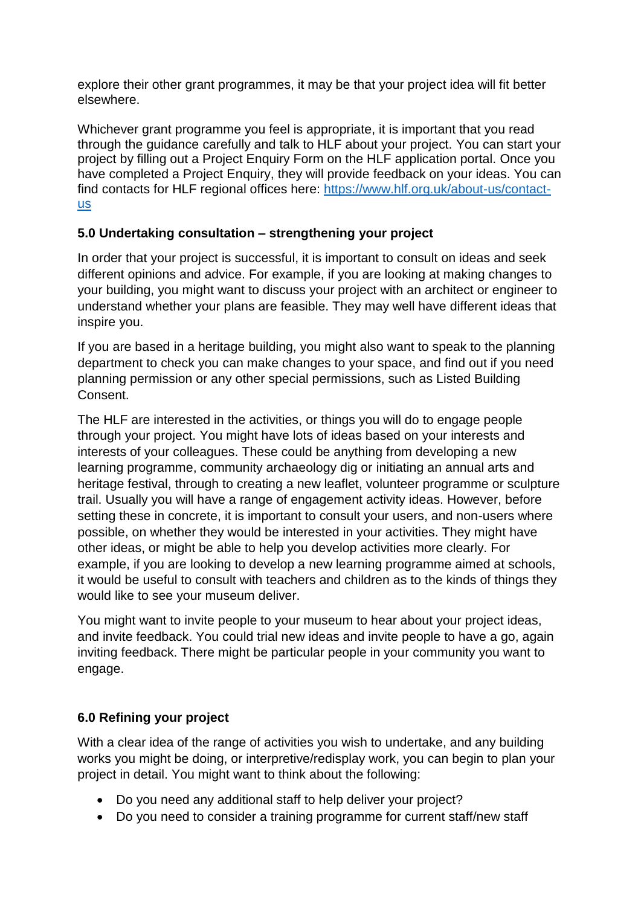explore their other grant programmes, it may be that your project idea will fit better elsewhere.

Whichever grant programme you feel is appropriate, it is important that you read through the guidance carefully and talk to HLF about your project. You can start your project by filling out a Project Enquiry Form on the HLF application portal. Once you have completed a Project Enquiry, they will provide feedback on your ideas. You can find contacts for HLF regional offices here: [https://www.hlf.org.uk/about-us/contact-us](https://www.hlf.org.uk/about-us/contact-us)

### 5.0 Undertaking consultation – strengthening your project

In order that your project is successful, it is important to consult on ideas and seek different opinions and advice. For example, if you are looking at making changes to your building, you might want to discuss your project with an architect or engineer to understand whether your plans are feasible. They may well have different ideas that inspire you.

If you are based in a heritage building, you might also want to speak to the planning department to check you can make changes to your space, and find out if you need planning permission or any other special permissions, such as Listed Building Consent.

The HLF are interested in the activities, or things you will do to engage people through your project. You might have lots of ideas based on your interests and interests of your colleagues. These could be anything from developing a new learning programme, community archaeology dig or initiating an annual arts and heritage festival, through to creating a new leaflet, volunteer programme or sculpture trail. Usually you will have a range of engagement activity ideas. However, before setting these in concrete, it is important to consult your users, and non-users where possible, on whether they would be interested in your activities. They might have other ideas, or might be able to help you develop activities more clearly. For example, if you are looking to develop a new learning programme aimed at schools, it would be useful to consult with teachers and children as to the kinds of things they would like to see your museum deliver.

You might want to invite people to your museum to hear about your project ideas, and invite feedback. You could trial new ideas and invite people to have a go, again inviting feedback. There might be particular people in your community you want to engage.

### 6.0 Refining your project

With a clear idea of the range of activities you wish to undertake, and any building works you might be doing, or interpretive/redisplay work, you can begin to plan your project in detail. You might want to think about the following:

- Do you need any additional staff to help deliver your project?
- Do you need to consider a training programme for current staff/new staff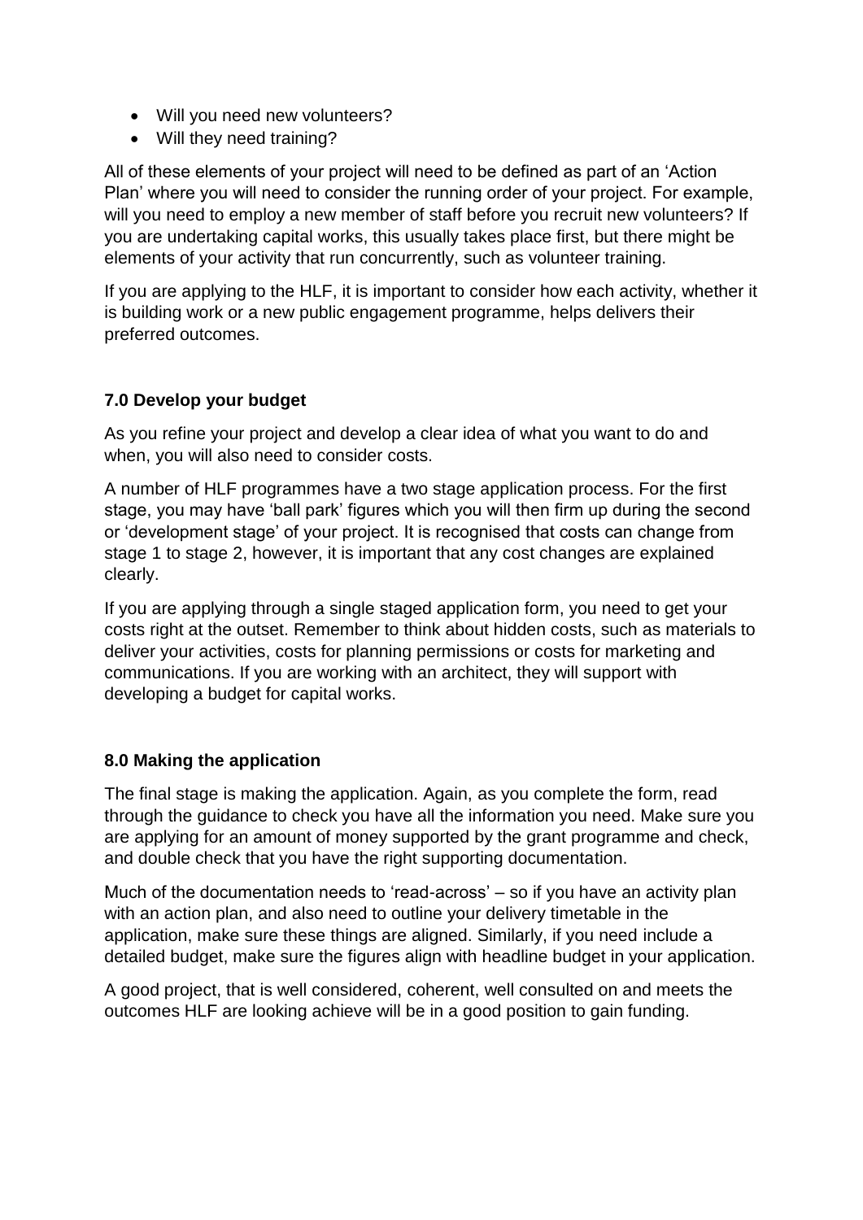- Will you need new volunteers?
- Will they need training?

All of these elements of your project will need to be defined as part of an 'Action Plan' where you will need to consider the running order of your project. For example, will you need to employ a new member of staff before you recruit new volunteers? If you are undertaking capital works, this usually takes place first, but there might be elements of your activity that run concurrently, such as volunteer training.

If you are applying to the HLF, it is important to consider how each activity, whether it is building work or a new public engagement programme, helps delivers their preferred outcomes.

### 7.0 Develop your budget

As you refine your project and develop a clear idea of what you want to do and when, you will also need to consider costs.

A number of HLF programmes have a two stage application process. For the first stage, you may have 'ball park' figures which you will then firm up during the second or 'development stage' of your project. It is recognised that costs can change from stage 1 to stage 2, however, it is important that any cost changes are explained clearly.

If you are applying through a single staged application form, you need to get your costs right at the outset. Remember to think about hidden costs, such as materials to deliver your activities, costs for planning permissions or costs for marketing and communications. If you are working with an architect, they will support with developing a budget for capital works.

### 8.0 Making the application

The final stage is making the application. Again, as you complete the form, read through the guidance to check you have all the information you need. Make sure you are applying for an amount of money supported by the grant programme and check, and double check that you have the right supporting documentation.

Much of the documentation needs to 'read-across' – so if you have an activity plan with an action plan, and also need to outline your delivery timetable in the application, make sure these things are aligned. Similarly, if you need include a detailed budget, make sure the figures align with headline budget in your application.

A good project, that is well considered, coherent, well consulted on and meets the outcomes HLF are looking achieve will be in a good position to gain funding.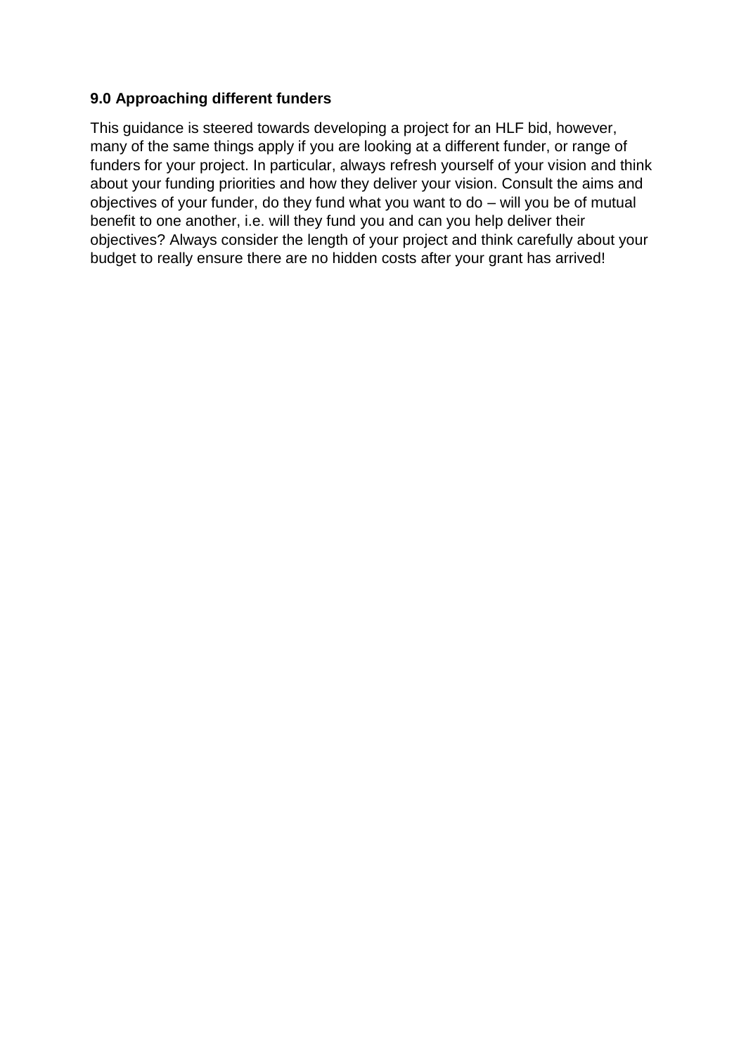### 9.0 Approaching different funders

This guidance is steered towards developing a project for an HLF bid, however, many of the same things apply if you are looking at a different funder, or range of funders for your project. In particular, always refresh yourself of your vision and think about your funding priorities and how they deliver your vision. Consult the aims and objectives of your funder, do they fund what you want to do – will you be of mutual benefit to one another, i.e. will they fund you and can you help deliver their objectives? Always consider the length of your project and think carefully about your budget to really ensure there are no hidden costs after your grant has arrived!